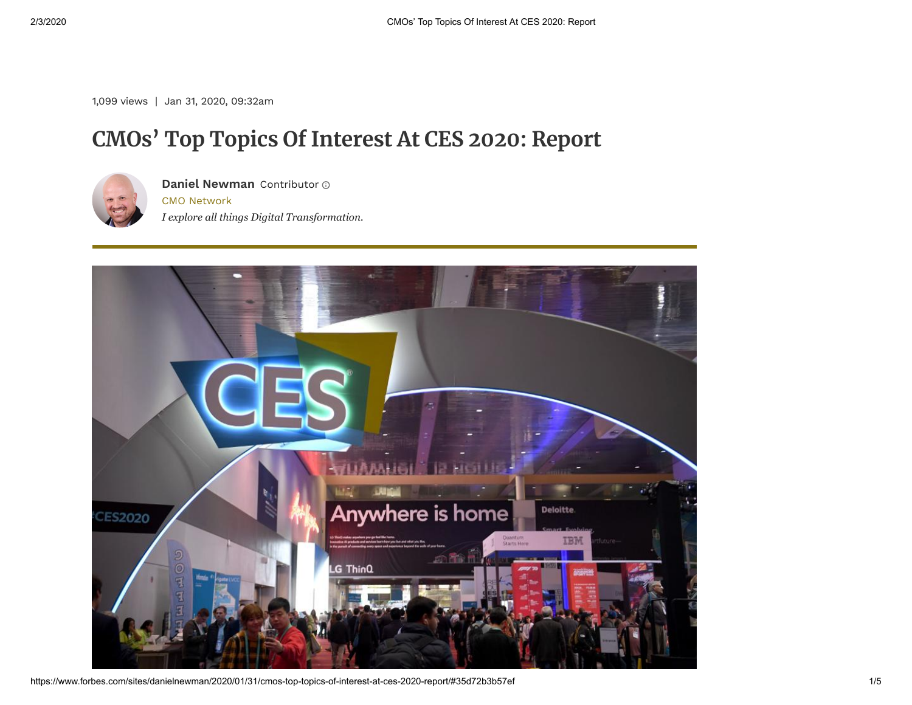1,099 views | Jan 31, 2020, 09:32am

# CMOs' Top Topics Of Interest At CES 2020: Report

**Daniel Newman** Contributor

CMO Network

*I explore all things Digital Transformation.*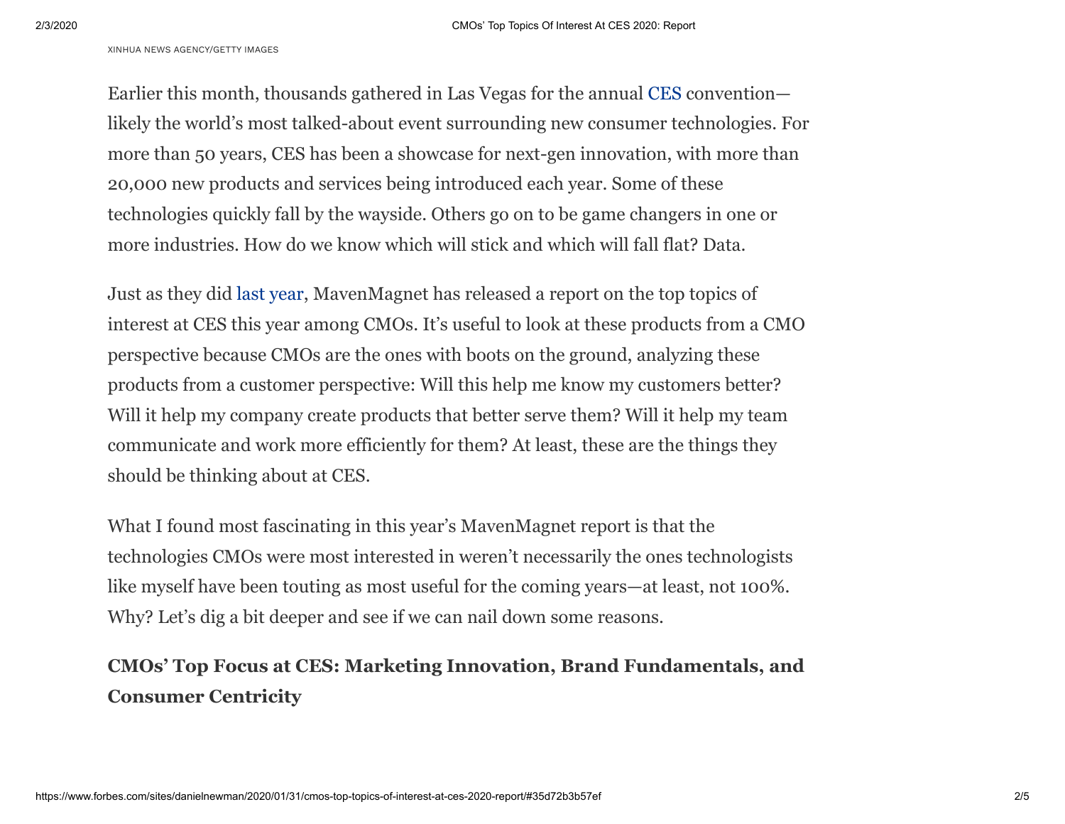XINHUA NEWS AGENCY/GETTY IMAGES

Earlier this month, thousands gathered in Las Vegas for the annual CES convention—likely the world's most talked-about event surrounding new consumer technologies. For more than 50 years, CES has been a showcase for next-gen innovation, with more than 20,000 new products and services being introduced each year. Some of these technologies quickly fall by the wayside. Others go on to be game changers in one or more industries. How do we know which will stick and which will fall flat? Data.

Just as they did last year, MavenMagnet has released a report on the top topics of interest at CES this year among CMOs. It's useful to look at these products from a CMO perspective because CMOs are the ones with boots on the ground, analyzing these products from a customer perspective: Will this help me know my customers better? Will it help my company create products that better serve them? Will it help my team communicate and work more efficiently for them? At least, these are the things they should be thinking about at CES.

What I found most fascinating in this year's MavenMagnet report is that the technologies CMOs were most interested in weren't necessarily the ones technologists like myself have been touting as most useful for the coming years—at least, not 100%. Why? Let's dig a bit deeper and see if we can nail down some reasons.

## CMOs' Top Focus at CES: Marketing Innovation, Brand Fundamentals, and Consumer Centricity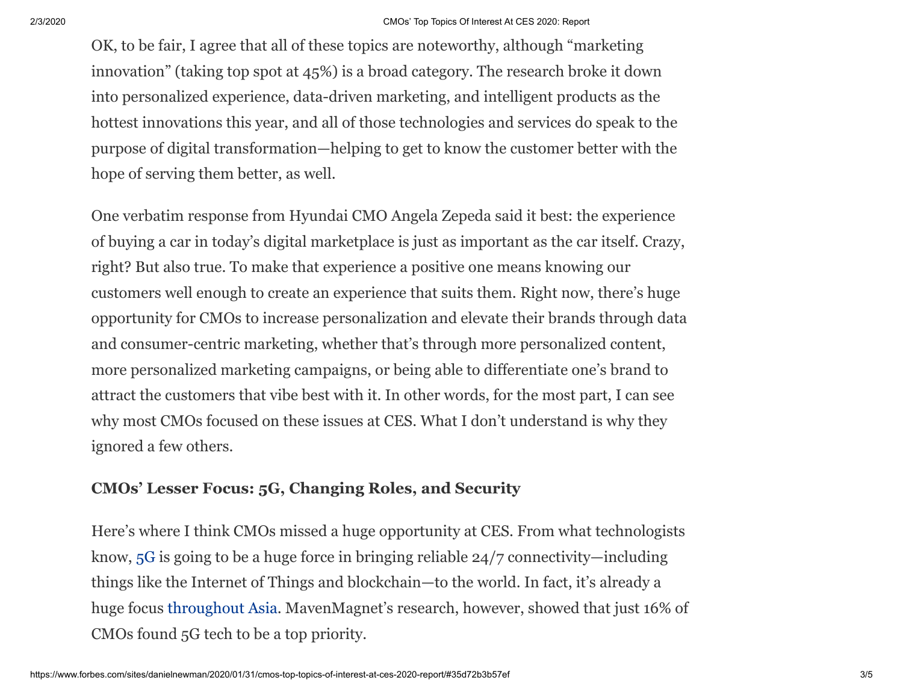OK, to be fair, I agree that all of these topics are noteworthy, although "marketing innovation" (taking top spot at 45%) is a broad category. The research broke it down into personalized experience, data-driven marketing, and intelligent products as the hottest innovations this year, and all of those technologies and services do speak to the purpose of digital transformation—helping to get to know the customer better with the hope of serving them better, as well.

One verbatim response from Hyundai CMO Angela Zepeda said it best: the experience of buying a car in today's digital marketplace is just as important as the car itself. Crazy, right? But also true. To make that experience a positive one means knowing our customers well enough to create an experience that suits them. Right now, there's huge opportunity for CMOs to increase personalization and elevate their brands through data and consumer-centric marketing, whether that's through more personalized content, more personalized marketing campaigns, or being able to differentiate one's brand to attract the customers that vibe best with it. In other words, for the most part, I can see why most CMOs focused on these issues at CES. What I don't understand is why they ignored a few others.

### CMOs' Lesser Focus: 5G, Changing Roles, and Security

Here's where I think CMOs missed a huge opportunity at CES. From what technologists know, 5G is going to be a huge force in bringing reliable 24/7 connectivity—including things like the Internet of Things and blockchain—to the world. In fact, it's already a huge focus throughout Asia. MavenMagnet's research, however, showed that just 16% of CMOs found 5G tech to be a top priority.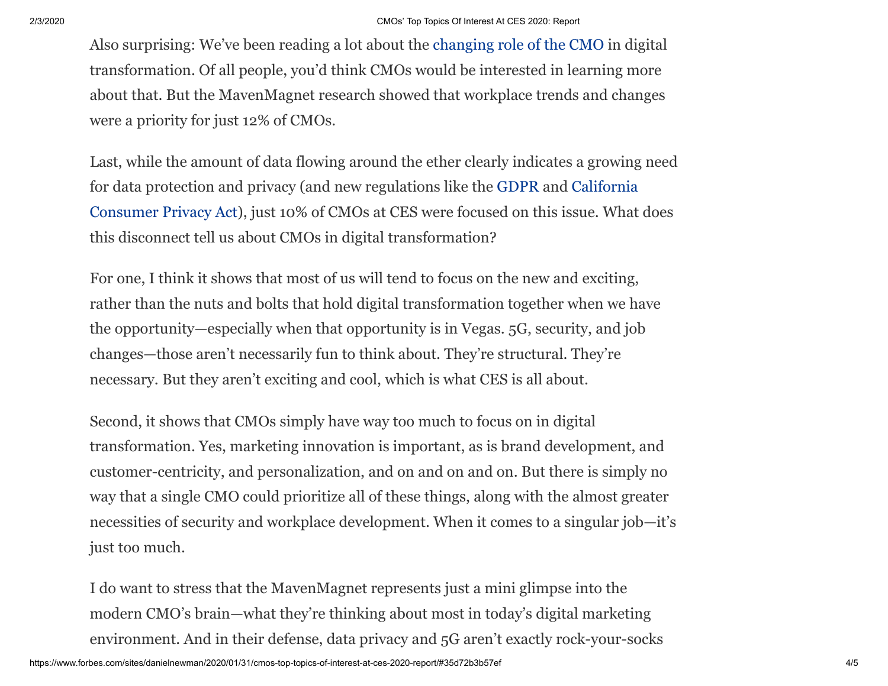Also surprising: We've been reading a lot about the changing role of the CMO in digital transformation. Of all people, you'd think CMOs would be interested in learning more about that. But the MavenMagnet research showed that workplace trends and changes were a priority for just 12% of CMOs.

Last, while the amount of data flowing around the ether clearly indicates a growing need for data protection and privacy (and new regulations like the GDPR and California Consumer Privacy Act), just 10% of CMOs at CES were focused on this issue. What does this disconnect tell us about CMOs in digital transformation?

For one, I think it shows that most of us will tend to focus on the new and exciting, rather than the nuts and bolts that hold digital transformation together when we have the opportunity—especially when that opportunity is in Vegas. 5G, security, and job changes—those aren't necessarily fun to think about. They're structural. They're necessary. But they aren't exciting and cool, which is what CES is all about.

Second, it shows that CMOs simply have way too much to focus on in digital transformation. Yes, marketing innovation is important, as is brand development, and customer-centricity, and personalization, and on and on and on. But there is simply no way that a single CMO could prioritize all of these things, along with the almost greater necessities of security and workplace development. When it comes to a singular job—it's just too much.

I do want to stress that the MavenMagnet represents just a mini glimpse into the modern CMO's brain—what they're thinking about most in today's digital marketing environment. And in their defense, data privacy and 5G aren't exactly rock-your-socks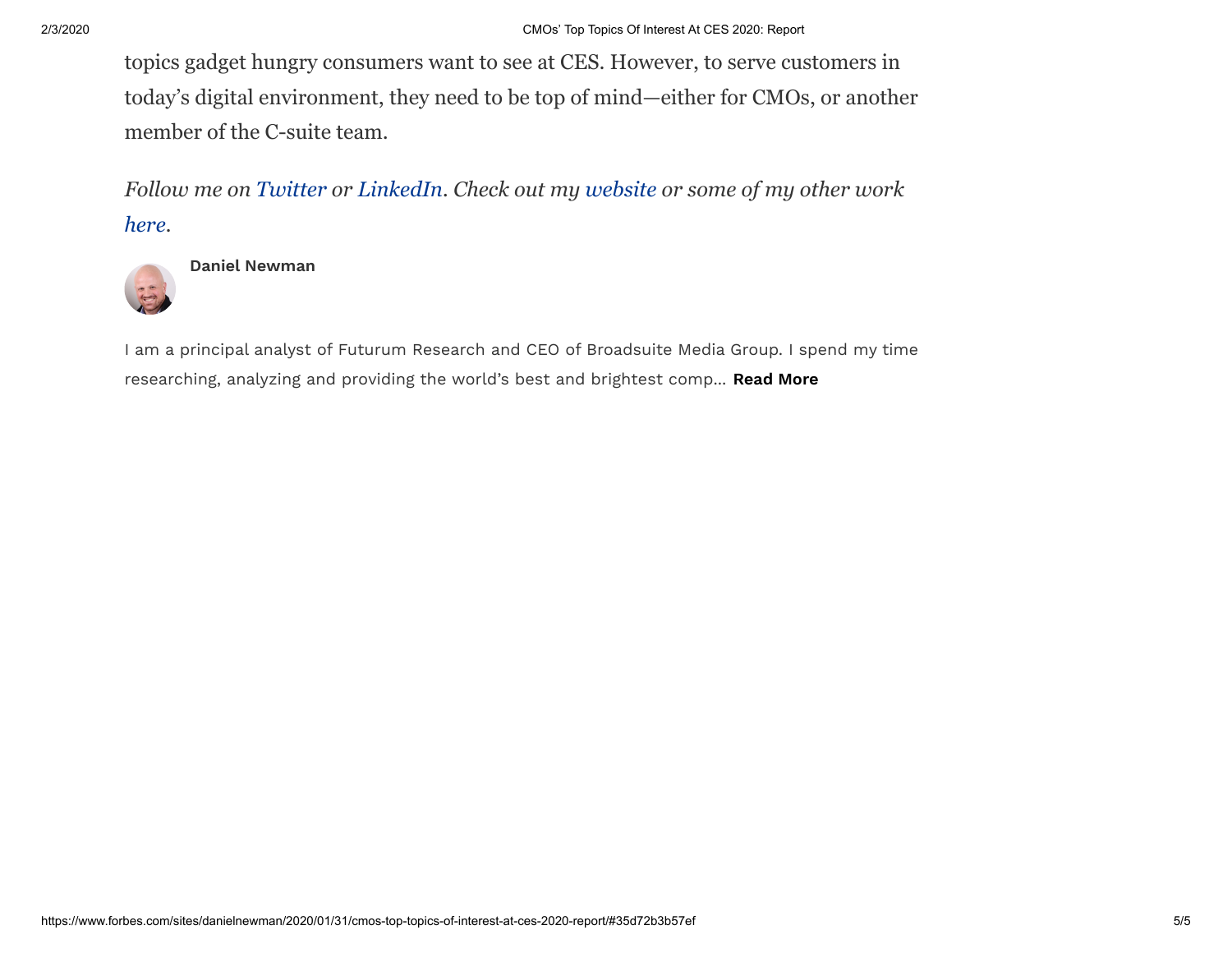topics gadget hungry consumers want to see at CES. However, to serve customers in today's digital environment, they need to be top of mind—either for CMOs, or another member of the C-suite team.

*Follow me on Twitter or LinkedIn. Check out my website or some of my other work here.*

**Daniel Newman**

I am a principal analyst of Futurum Research and CEO of Broadsuite Media Group. I spend my time researching, analyzing and providing the world's best and brightest comp... **Read More**